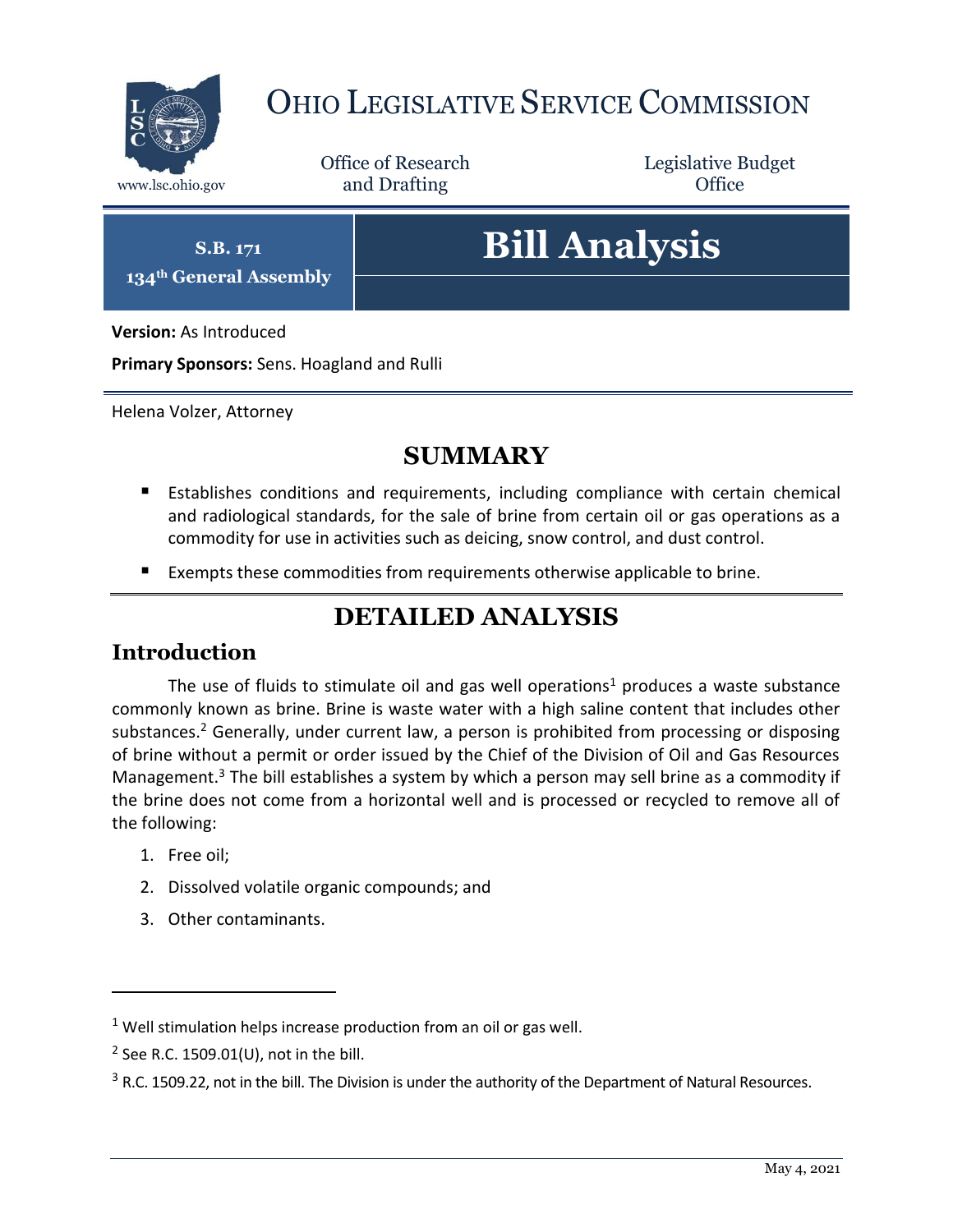# Ohio Legislative Service Commission

www.lsc.ohio.gov

Office of Research and Drafting

Legislative Budget Office

**S.B. 171**
**134th General Assembly**

# Bill Analysis

**Version:** As Introduced

**Primary Sponsors:** Sens. Hoagland and Rulli

Helena Volzer, Attorney

## SUMMARY

- Establishes conditions and requirements, including compliance with certain chemical and radiological standards, for the sale of brine from certain oil or gas operations as a commodity for use in activities such as deicing, snow control, and dust control.
- Exempts these commodities from requirements otherwise applicable to brine.

## DETAILED ANALYSIS

### Introduction

The use of fluids to stimulate oil and gas well operations[1] produces a waste substance commonly known as brine. Brine is waste water with a high saline content that includes other substances.[2] Generally, under current law, a person is prohibited from processing or disposing of brine without a permit or order issued by the Chief of the Division of Oil and Gas Resources Management.[3] The bill establishes a system by which a person may sell brine as a commodity if the brine does not come from a horizontal well and is processed or recycled to remove all of the following:

1. Free oil;
2. Dissolved volatile organic compounds; and
3. Other contaminants.

---

[1] Well stimulation helps increase production from an oil or gas well.

[2] See R.C. 1509.01(U), not in the bill.

[3] R.C. 1509.22, not in the bill. The Division is under the authority of the Department of Natural Resources.

May 4, 2021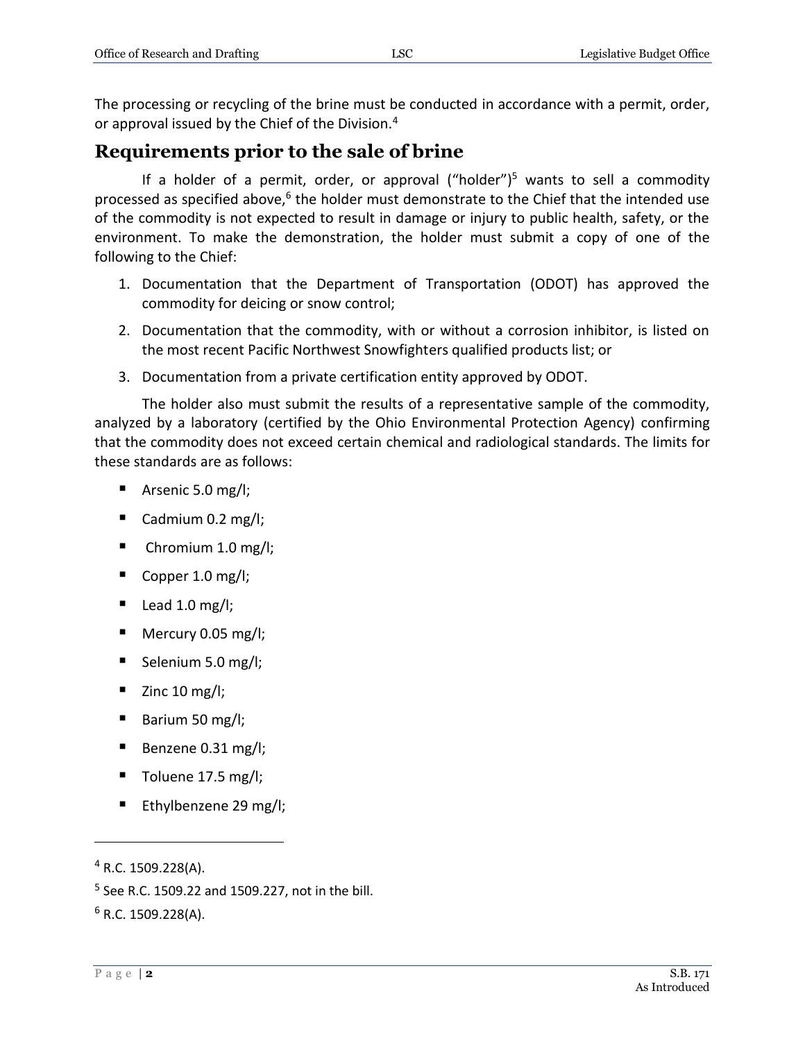The processing or recycling of the brine must be conducted in accordance with a permit, order, or approval issued by the Chief of the Division.[4]

## Requirements prior to the sale of brine

If a holder of a permit, order, or approval ("holder")[5] wants to sell a commodity processed as specified above,[6] the holder must demonstrate to the Chief that the intended use of the commodity is not expected to result in damage or injury to public health, safety, or the environment. To make the demonstration, the holder must submit a copy of one of the following to the Chief:

1. Documentation that the Department of Transportation (ODOT) has approved the commodity for deicing or snow control;
2. Documentation that the commodity, with or without a corrosion inhibitor, is listed on the most recent Pacific Northwest Snowfighters qualified products list; or
3. Documentation from a private certification entity approved by ODOT.

The holder also must submit the results of a representative sample of the commodity, analyzed by a laboratory (certified by the Ohio Environmental Protection Agency) confirming that the commodity does not exceed certain chemical and radiological standards. The limits for these standards are as follows:

- Arsenic 5.0 mg/l;
- Cadmium 0.2 mg/l;
- Chromium 1.0 mg/l;
- Copper 1.0 mg/l;
- Lead 1.0 mg/l;
- Mercury 0.05 mg/l;
- Selenium 5.0 mg/l;
- Zinc 10 mg/l;
- Barium 50 mg/l;
- Benzene 0.31 mg/l;
- Toluene 17.5 mg/l;
- Ethylbenzene 29 mg/l;

---

[4] R.C. 1509.228(A).

[5] See R.C. 1509.22 and 1509.227, not in the bill.

[6] R.C. 1509.228(A).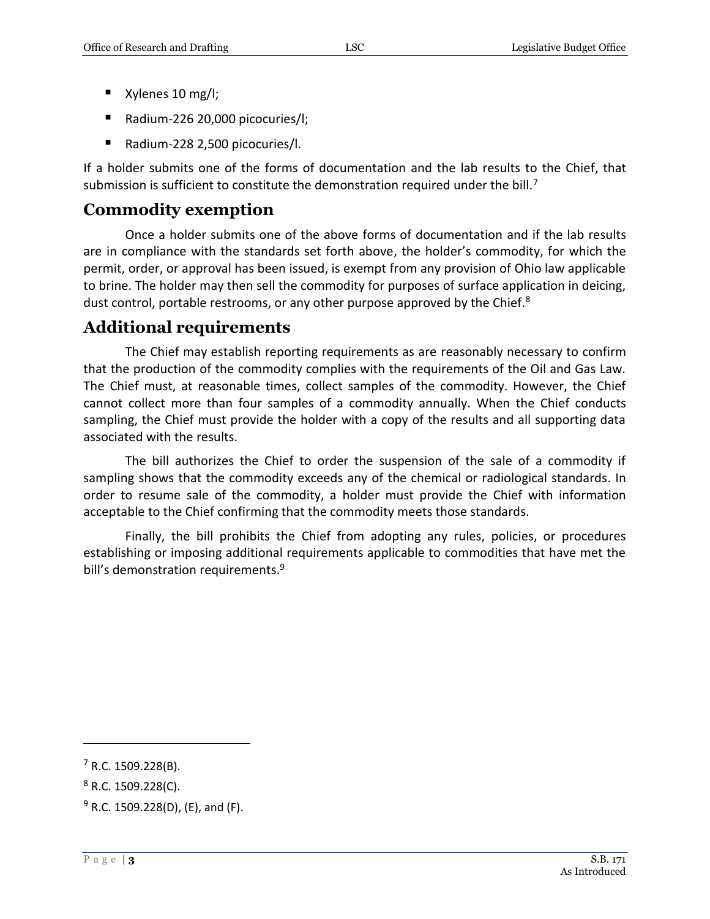- Xylenes 10 mg/l;
- Radium-226 20,000 picocuries/l;
- Radium-228 2,500 picocuries/l.

If a holder submits one of the forms of documentation and the lab results to the Chief, that submission is sufficient to constitute the demonstration required under the bill.[7]

## Commodity exemption

Once a holder submits one of the above forms of documentation and if the lab results are in compliance with the standards set forth above, the holder's commodity, for which the permit, order, or approval has been issued, is exempt from any provision of Ohio law applicable to brine. The holder may then sell the commodity for purposes of surface application in deicing, dust control, portable restrooms, or any other purpose approved by the Chief.[8]

## Additional requirements

The Chief may establish reporting requirements as are reasonably necessary to confirm that the production of the commodity complies with the requirements of the Oil and Gas Law. The Chief must, at reasonable times, collect samples of the commodity. However, the Chief cannot collect more than four samples of a commodity annually. When the Chief conducts sampling, the Chief must provide the holder with a copy of the results and all supporting data associated with the results.

The bill authorizes the Chief to order the suspension of the sale of a commodity if sampling shows that the commodity exceeds any of the chemical or radiological standards. In order to resume sale of the commodity, a holder must provide the Chief with information acceptable to the Chief confirming that the commodity meets those standards.

Finally, the bill prohibits the Chief from adopting any rules, policies, or procedures establishing or imposing additional requirements applicable to commodities that have met the bill's demonstration requirements.[9]

---

[7] R.C. 1509.228(B).

[8] R.C. 1509.228(C).

[9] R.C. 1509.228(D), (E), and (F).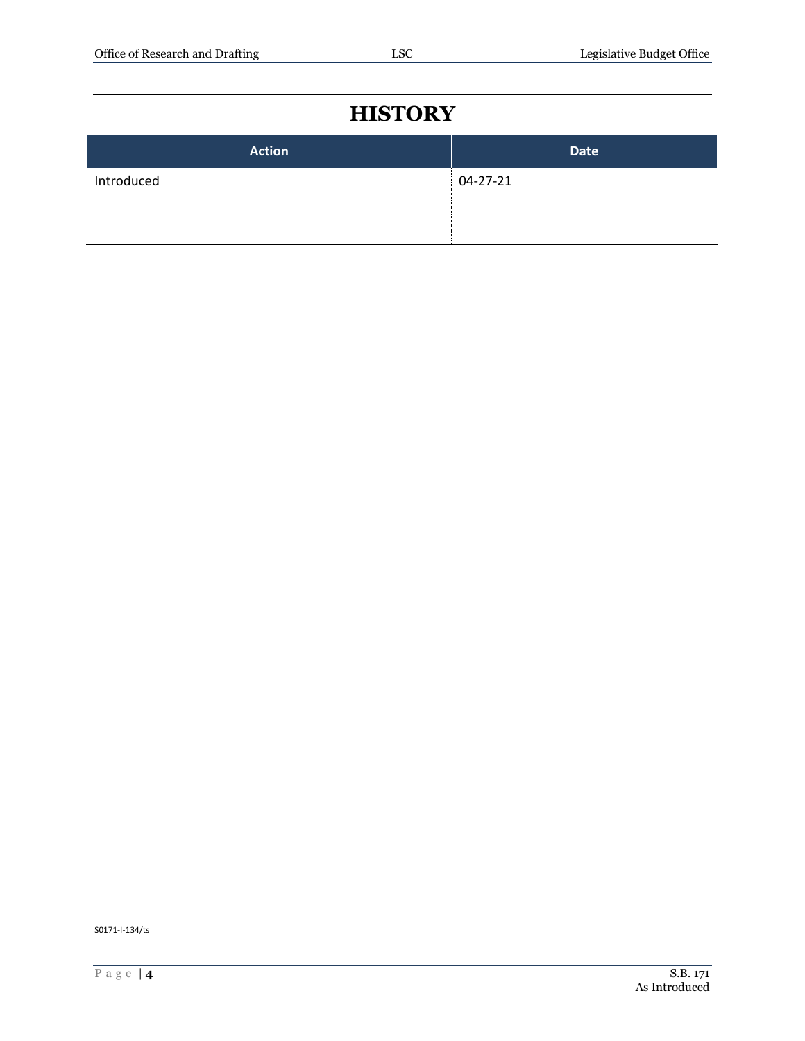# HISTORY

| Action | Date |
|---|---|
| Introduced | 04-27-21 |

S0171-I-134/ts